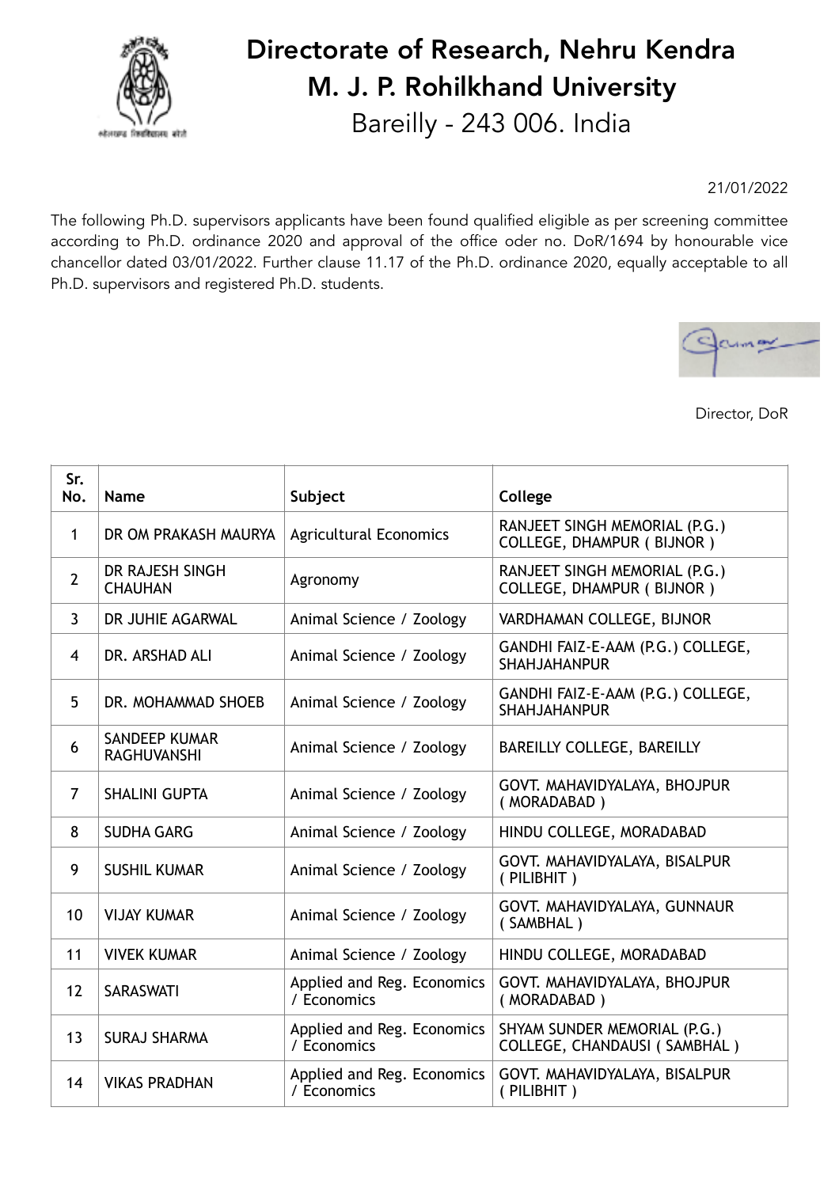# Directorate of Research, Nehru Kendra
# M. J. P. Rohilkhand University
## Bareilly - 243 006. India

21/01/2022

The following Ph.D. supervisors applicants have been found qualified eligible as per screening committee according to Ph.D. ordinance 2020 and approval of the office oder no. DoR/1694 by honourable vice chancellor dated 03/01/2022. Further clause 11.17 of the Ph.D. ordinance 2020, equally acceptable to all Ph.D. supervisors and registered Ph.D. students.

Director, DoR

| Sr. No. | Name | Subject | College |
|---|---|---|---|
| 1 | DR OM PRAKASH MAURYA | Agricultural Economics | RANJEET SINGH MEMORIAL (P.G.) COLLEGE, DHAMPUR ( BIJNOR ) |
| 2 | DR RAJESH SINGH CHAUHAN | Agronomy | RANJEET SINGH MEMORIAL (P.G.) COLLEGE, DHAMPUR ( BIJNOR ) |
| 3 | DR JUHIE AGARWAL | Animal Science / Zoology | VARDHAMAN COLLEGE, BIJNOR |
| 4 | DR. ARSHAD ALI | Animal Science / Zoology | GANDHI FAIZ-E-AAM (P.G.) COLLEGE, SHAHJAHANPUR |
| 5 | DR. MOHAMMAD SHOEB | Animal Science / Zoology | GANDHI FAIZ-E-AAM (P.G.) COLLEGE, SHAHJAHANPUR |
| 6 | SANDEEP KUMAR RAGHUVANSHI | Animal Science / Zoology | BAREILLY COLLEGE, BAREILLY |
| 7 | SHALINI GUPTA | Animal Science / Zoology | GOVT. MAHAVIDYALAYA, BHOJPUR ( MORADABAD ) |
| 8 | SUDHA GARG | Animal Science / Zoology | HINDU COLLEGE, MORADABAD |
| 9 | SUSHIL KUMAR | Animal Science / Zoology | GOVT. MAHAVIDYALAYA, BISALPUR ( PILIBHIT ) |
| 10 | VIJAY KUMAR | Animal Science / Zoology | GOVT. MAHAVIDYALAYA, GUNNAUR ( SAMBHAL ) |
| 11 | VIVEK KUMAR | Animal Science / Zoology | HINDU COLLEGE, MORADABAD |
| 12 | SARASWATI | Applied and Reg. Economics / Economics | GOVT. MAHAVIDYALAYA, BHOJPUR ( MORADABAD ) |
| 13 | SURAJ SHARMA | Applied and Reg. Economics / Economics | SHYAM SUNDER MEMORIAL (P.G.) COLLEGE, CHANDAUSI ( SAMBHAL ) |
| 14 | VIKAS PRADHAN | Applied and Reg. Economics / Economics | GOVT. MAHAVIDYALAYA, BISALPUR ( PILIBHIT ) |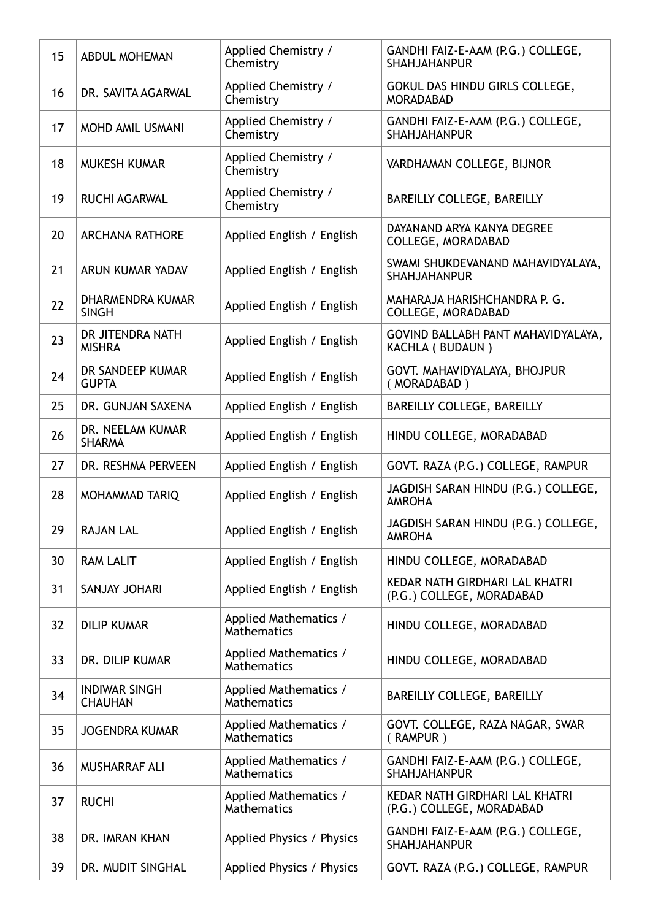| 15 | ABDUL MOHEMAN | Applied Chemistry / Chemistry | GANDHI FAIZ-E-AAM (P.G.) COLLEGE, SHAHJAHANPUR |
|---|---|---|---|
| 16 | DR. SAVITA AGARWAL | Applied Chemistry / Chemistry | GOKUL DAS HINDU GIRLS COLLEGE, MORADABAD |
| 17 | MOHD AMIL USMANI | Applied Chemistry / Chemistry | GANDHI FAIZ-E-AAM (P.G.) COLLEGE, SHAHJAHANPUR |
| 18 | MUKESH KUMAR | Applied Chemistry / Chemistry | VARDHAMAN COLLEGE, BIJNOR |
| 19 | RUCHI AGARWAL | Applied Chemistry / Chemistry | BAREILLY COLLEGE, BAREILLY |
| 20 | ARCHANA RATHORE | Applied English / English | DAYANAND ARYA KANYA DEGREE COLLEGE, MORADABAD |
| 21 | ARUN KUMAR YADAV | Applied English / English | SWAMI SHUKDEVANAND MAHAVIDYALAYA, SHAHJAHANPUR |
| 22 | DHARMENDRA KUMAR SINGH | Applied English / English | MAHARAJA HARISHCHANDRA P. G. COLLEGE, MORADABAD |
| 23 | DR JITENDRA NATH MISHRA | Applied English / English | GOVIND BALLABH PANT MAHAVIDYALAYA, KACHLA ( BUDAUN ) |
| 24 | DR SANDEEP KUMAR GUPTA | Applied English / English | GOVT. MAHAVIDYALAYA, BHOJPUR ( MORADABAD ) |
| 25 | DR. GUNJAN SAXENA | Applied English / English | BAREILLY COLLEGE, BAREILLY |
| 26 | DR. NEELAM KUMAR SHARMA | Applied English / English | HINDU COLLEGE, MORADABAD |
| 27 | DR. RESHMA PERVEEN | Applied English / English | GOVT. RAZA (P.G.) COLLEGE, RAMPUR |
| 28 | MOHAMMAD TARIQ | Applied English / English | JAGDISH SARAN HINDU (P.G.) COLLEGE, AMROHA |
| 29 | RAJAN LAL | Applied English / English | JAGDISH SARAN HINDU (P.G.) COLLEGE, AMROHA |
| 30 | RAM LALIT | Applied English / English | HINDU COLLEGE, MORADABAD |
| 31 | SANJAY JOHARI | Applied English / English | KEDAR NATH GIRDHARI LAL KHATRI (P.G.) COLLEGE, MORADABAD |
| 32 | DILIP KUMAR | Applied Mathematics / Mathematics | HINDU COLLEGE, MORADABAD |
| 33 | DR. DILIP KUMAR | Applied Mathematics / Mathematics | HINDU COLLEGE, MORADABAD |
| 34 | INDIWAR SINGH CHAUHAN | Applied Mathematics / Mathematics | BAREILLY COLLEGE, BAREILLY |
| 35 | JOGENDRA KUMAR | Applied Mathematics / Mathematics | GOVT. COLLEGE, RAZA NAGAR, SWAR ( RAMPUR ) |
| 36 | MUSHARRAF ALI | Applied Mathematics / Mathematics | GANDHI FAIZ-E-AAM (P.G.) COLLEGE, SHAHJAHANPUR |
| 37 | RUCHI | Applied Mathematics / Mathematics | KEDAR NATH GIRDHARI LAL KHATRI (P.G.) COLLEGE, MORADABAD |
| 38 | DR. IMRAN KHAN | Applied Physics / Physics | GANDHI FAIZ-E-AAM (P.G.) COLLEGE, SHAHJAHANPUR |
| 39 | DR. MUDIT SINGHAL | Applied Physics / Physics | GOVT. RAZA (P.G.) COLLEGE, RAMPUR |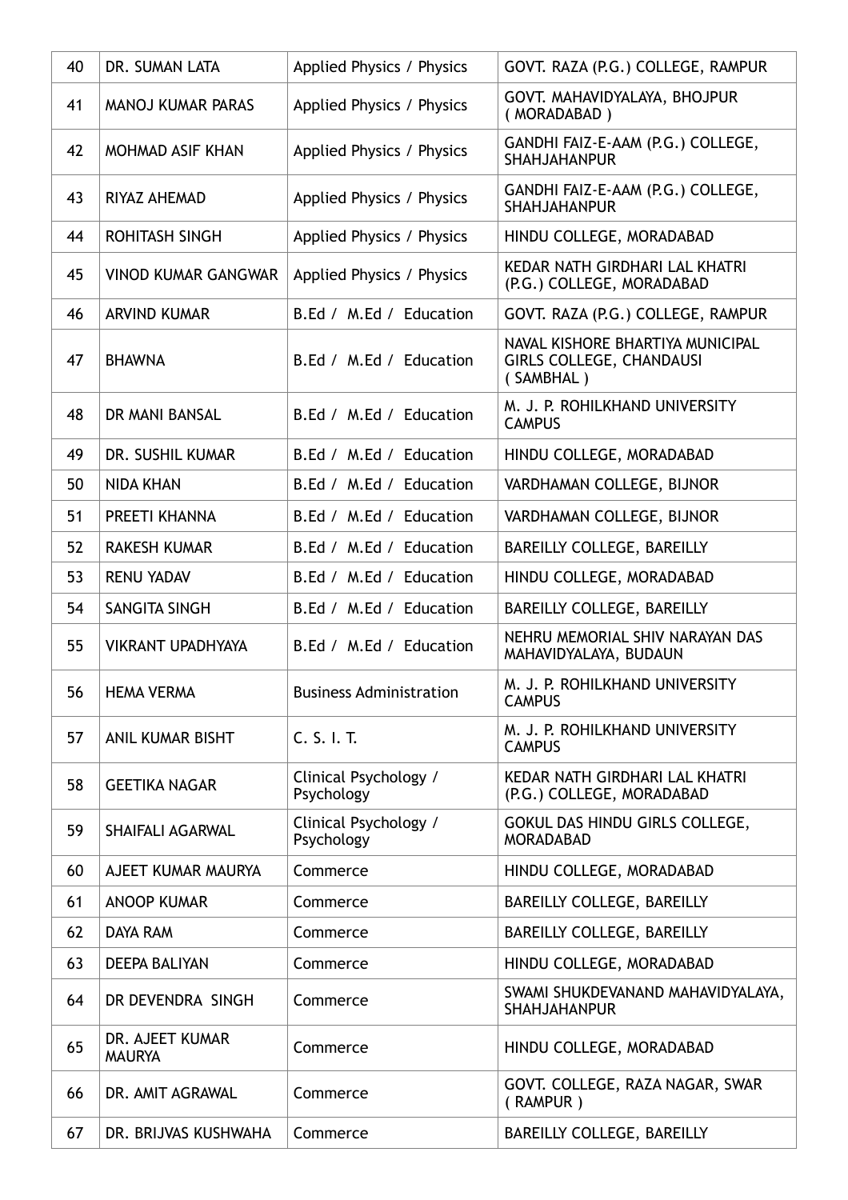| 40 | DR. SUMAN LATA | Applied Physics / Physics | GOVT. RAZA (P.G.) COLLEGE, RAMPUR |
|---|---|---|---|
| 41 | MANOJ KUMAR PARAS | Applied Physics / Physics | GOVT. MAHAVIDYALAYA, BHOJPUR ( MORADABAD ) |
| 42 | MOHMAD ASIF KHAN | Applied Physics / Physics | GANDHI FAIZ-E-AAM (P.G.) COLLEGE, SHAHJAHANPUR |
| 43 | RIYAZ AHEMAD | Applied Physics / Physics | GANDHI FAIZ-E-AAM (P.G.) COLLEGE, SHAHJAHANPUR |
| 44 | ROHITASH SINGH | Applied Physics / Physics | HINDU COLLEGE, MORADABAD |
| 45 | VINOD KUMAR GANGWAR | Applied Physics / Physics | KEDAR NATH GIRDHARI LAL KHATRI (P.G.) COLLEGE, MORADABAD |
| 46 | ARVIND KUMAR | B.Ed / M.Ed / Education | GOVT. RAZA (P.G.) COLLEGE, RAMPUR |
| 47 | BHAWNA | B.Ed / M.Ed / Education | NAVAL KISHORE BHARTIYA MUNICIPAL GIRLS COLLEGE, CHANDAUSI ( SAMBHAL ) |
| 48 | DR MANI BANSAL | B.Ed / M.Ed / Education | M. J. P. ROHILKHAND UNIVERSITY CAMPUS |
| 49 | DR. SUSHIL KUMAR | B.Ed / M.Ed / Education | HINDU COLLEGE, MORADABAD |
| 50 | NIDA KHAN | B.Ed / M.Ed / Education | VARDHAMAN COLLEGE, BIJNOR |
| 51 | PREETI KHANNA | B.Ed / M.Ed / Education | VARDHAMAN COLLEGE, BIJNOR |
| 52 | RAKESH KUMAR | B.Ed / M.Ed / Education | BAREILLY COLLEGE, BAREILLY |
| 53 | RENU YADAV | B.Ed / M.Ed / Education | HINDU COLLEGE, MORADABAD |
| 54 | SANGITA SINGH | B.Ed / M.Ed / Education | BAREILLY COLLEGE, BAREILLY |
| 55 | VIKRANT UPADHYAYA | B.Ed / M.Ed / Education | NEHRU MEMORIAL SHIV NARAYAN DAS MAHAVIDYALAYA, BUDAUN |
| 56 | HEMA VERMA | Business Administration | M. J. P. ROHILKHAND UNIVERSITY CAMPUS |
| 57 | ANIL KUMAR BISHT | C. S. I. T. | M. J. P. ROHILKHAND UNIVERSITY CAMPUS |
| 58 | GEETIKA NAGAR | Clinical Psychology / Psychology | KEDAR NATH GIRDHARI LAL KHATRI (P.G.) COLLEGE, MORADABAD |
| 59 | SHAIFALI AGARWAL | Clinical Psychology / Psychology | GOKUL DAS HINDU GIRLS COLLEGE, MORADABAD |
| 60 | AJEET KUMAR MAURYA | Commerce | HINDU COLLEGE, MORADABAD |
| 61 | ANOOP KUMAR | Commerce | BAREILLY COLLEGE, BAREILLY |
| 62 | DAYA RAM | Commerce | BAREILLY COLLEGE, BAREILLY |
| 63 | DEEPA BALIYAN | Commerce | HINDU COLLEGE, MORADABAD |
| 64 | DR DEVENDRA SINGH | Commerce | SWAMI SHUKDEVANAND MAHAVIDYALAYA, SHAHJAHANPUR |
| 65 | DR. AJEET KUMAR MAURYA | Commerce | HINDU COLLEGE, MORADABAD |
| 66 | DR. AMIT AGRAWAL | Commerce | GOVT. COLLEGE, RAZA NAGAR, SWAR ( RAMPUR ) |
| 67 | DR. BRIJVAS KUSHWAHA | Commerce | BAREILLY COLLEGE, BAREILLY |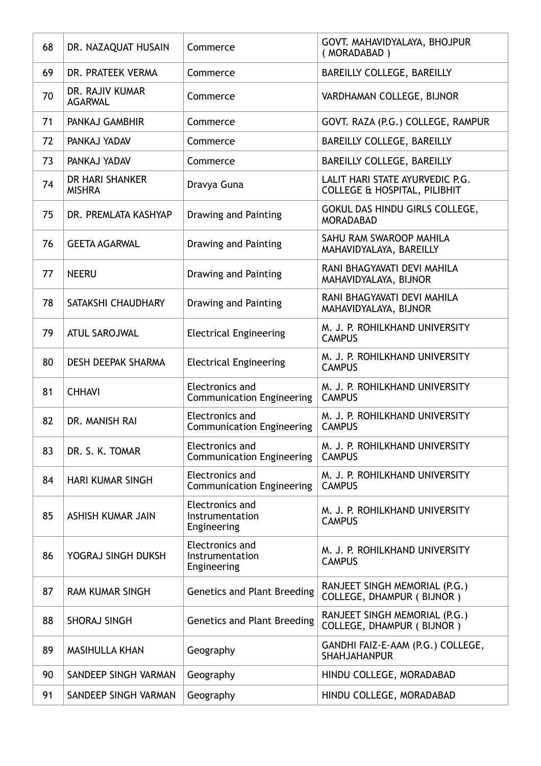| 68 | DR. NAZAQUAT HUSAIN | Commerce | GOVT. MAHAVIDYALAYA, BHOJPUR ( MORADABAD ) |
|---|---|---|---|
| 69 | DR. PRATEEK VERMA | Commerce | BAREILLY COLLEGE, BAREILLY |
| 70 | DR. RAJIV KUMAR AGARWAL | Commerce | VARDHAMAN COLLEGE, BIJNOR |
| 71 | PANKAJ GAMBHIR | Commerce | GOVT. RAZA (P.G.) COLLEGE, RAMPUR |
| 72 | PANKAJ YADAV | Commerce | BAREILLY COLLEGE, BAREILLY |
| 73 | PANKAJ YADAV | Commerce | BAREILLY COLLEGE, BAREILLY |
| 74 | DR HARI SHANKER MISHRA | Dravya Guna | LALIT HARI STATE AYURVEDIC P.G. COLLEGE & HOSPITAL, PILIBHIT |
| 75 | DR. PREMLATA KASHYAP | Drawing and Painting | GOKUL DAS HINDU GIRLS COLLEGE, MORADABAD |
| 76 | GEETA AGARWAL | Drawing and Painting | SAHU RAM SWAROOP MAHILA MAHAVIDYALAYA, BAREILLY |
| 77 | NEERU | Drawing and Painting | RANI BHAGYAVATI DEVI MAHILA MAHAVIDYALAYA, BIJNOR |
| 78 | SATAKSHI CHAUDHARY | Drawing and Painting | RANI BHAGYAVATI DEVI MAHILA MAHAVIDYALAYA, BIJNOR |
| 79 | ATUL SAROJWAL | Electrical Engineering | M. J. P. ROHILKHAND UNIVERSITY CAMPUS |
| 80 | DESH DEEPAK SHARMA | Electrical Engineering | M. J. P. ROHILKHAND UNIVERSITY CAMPUS |
| 81 | CHHAVI | Electronics and Communication Engineering | M. J. P. ROHILKHAND UNIVERSITY CAMPUS |
| 82 | DR. MANISH RAI | Electronics and Communication Engineering | M. J. P. ROHILKHAND UNIVERSITY CAMPUS |
| 83 | DR. S. K. TOMAR | Electronics and Communication Engineering | M. J. P. ROHILKHAND UNIVERSITY CAMPUS |
| 84 | HARI KUMAR SINGH | Electronics and Communication Engineering | M. J. P. ROHILKHAND UNIVERSITY CAMPUS |
| 85 | ASHISH KUMAR JAIN | Electronics and Instrumentation Engineering | M. J. P. ROHILKHAND UNIVERSITY CAMPUS |
| 86 | YOGRAJ SINGH DUKSH | Electronics and Instrumentation Engineering | M. J. P. ROHILKHAND UNIVERSITY CAMPUS |
| 87 | RAM KUMAR SINGH | Genetics and Plant Breeding | RANJEET SINGH MEMORIAL (P.G.) COLLEGE, DHAMPUR ( BIJNOR ) |
| 88 | SHORAJ SINGH | Genetics and Plant Breeding | RANJEET SINGH MEMORIAL (P.G.) COLLEGE, DHAMPUR ( BIJNOR ) |
| 89 | MASIHULLA KHAN | Geography | GANDHI FAIZ-E-AAM (P.G.) COLLEGE, SHAHJAHANPUR |
| 90 | SANDEEP SINGH VARMAN | Geography | HINDU COLLEGE, MORADABAD |
| 91 | SANDEEP SINGH VARMAN | Geography | HINDU COLLEGE, MORADABAD |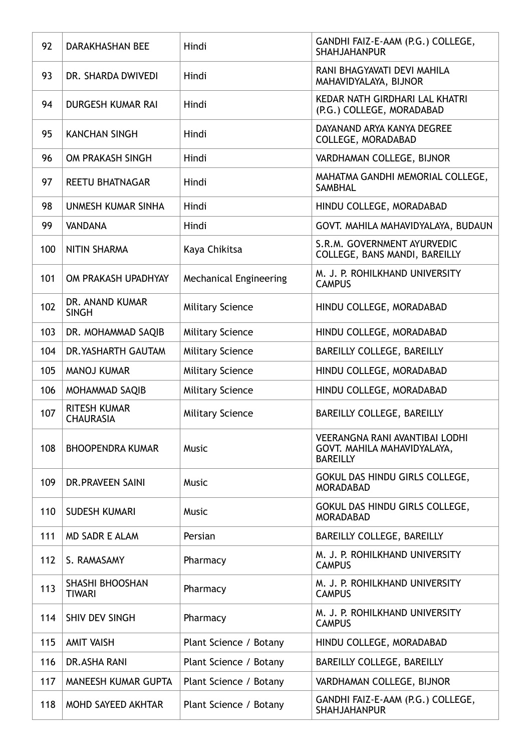| 92 | DARAKHASHAN BEE | Hindi | GANDHI FAIZ-E-AAM (P.G.) COLLEGE, SHAHJAHANPUR |
|---|---|---|---|
| 93 | DR. SHARDA DWIVEDI | Hindi | RANI BHAGYAVATI DEVI MAHILA MAHAVIDYALAYA, BIJNOR |
| 94 | DURGESH KUMAR RAI | Hindi | KEDAR NATH GIRDHARI LAL KHATRI (P.G.) COLLEGE, MORADABAD |
| 95 | KANCHAN SINGH | Hindi | DAYANAND ARYA KANYA DEGREE COLLEGE, MORADABAD |
| 96 | OM PRAKASH SINGH | Hindi | VARDHAMAN COLLEGE, BIJNOR |
| 97 | REETU BHATNAGAR | Hindi | MAHATMA GANDHI MEMORIAL COLLEGE, SAMBHAL |
| 98 | UNMESH KUMAR SINHA | Hindi | HINDU COLLEGE, MORADABAD |
| 99 | VANDANA | Hindi | GOVT. MAHILA MAHAVIDYALAYA, BUDAUN |
| 100 | NITIN SHARMA | Kaya Chikitsa | S.R.M. GOVERNMENT AYURVEDIC COLLEGE, BANS MANDI, BAREILLY |
| 101 | OM PRAKASH UPADHYAY | Mechanical Engineering | M. J. P. ROHILKHAND UNIVERSITY CAMPUS |
| 102 | DR. ANAND KUMAR SINGH | Military Science | HINDU COLLEGE, MORADABAD |
| 103 | DR. MOHAMMAD SAQIB | Military Science | HINDU COLLEGE, MORADABAD |
| 104 | DR.YASHARTH GAUTAM | Military Science | BAREILLY COLLEGE, BAREILLY |
| 105 | MANOJ KUMAR | Military Science | HINDU COLLEGE, MORADABAD |
| 106 | MOHAMMAD SAQIB | Military Science | HINDU COLLEGE, MORADABAD |
| 107 | RITESH KUMAR CHAURASIA | Military Science | BAREILLY COLLEGE, BAREILLY |
| 108 | BHOOPENDRA KUMAR | Music | VEERANGNA RANI AVANTIBAI LODHI GOVT. MAHILA MAHAVIDYALAYA, BAREILLY |
| 109 | DR.PRAVEEN SAINI | Music | GOKUL DAS HINDU GIRLS COLLEGE, MORADABAD |
| 110 | SUDESH KUMARI | Music | GOKUL DAS HINDU GIRLS COLLEGE, MORADABAD |
| 111 | MD SADR E ALAM | Persian | BAREILLY COLLEGE, BAREILLY |
| 112 | S. RAMASAMY | Pharmacy | M. J. P. ROHILKHAND UNIVERSITY CAMPUS |
| 113 | SHASHI BHOOSHAN TIWARI | Pharmacy | M. J. P. ROHILKHAND UNIVERSITY CAMPUS |
| 114 | SHIV DEV SINGH | Pharmacy | M. J. P. ROHILKHAND UNIVERSITY CAMPUS |
| 115 | AMIT VAISH | Plant Science / Botany | HINDU COLLEGE, MORADABAD |
| 116 | DR.ASHA RANI | Plant Science / Botany | BAREILLY COLLEGE, BAREILLY |
| 117 | MANEESH KUMAR GUPTA | Plant Science / Botany | VARDHAMAN COLLEGE, BIJNOR |
| 118 | MOHD SAYEED AKHTAR | Plant Science / Botany | GANDHI FAIZ-E-AAM (P.G.) COLLEGE, SHAHJAHANPUR |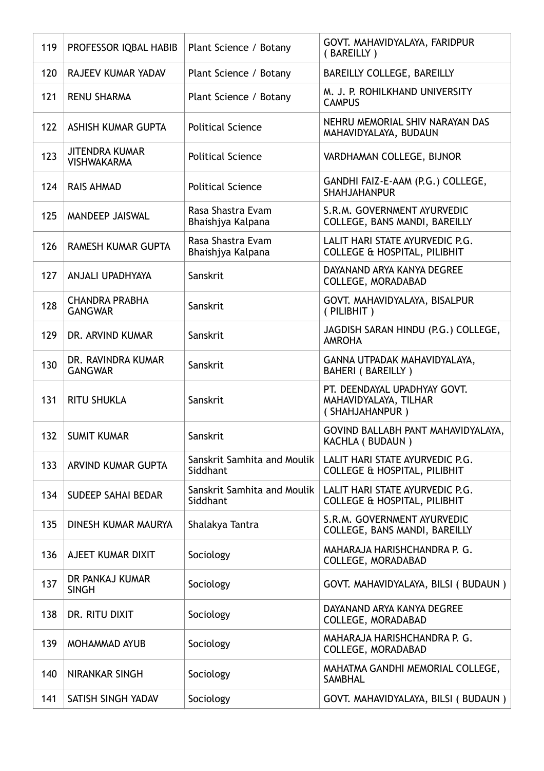| 119 | PROFESSOR IQBAL HABIB | Plant Science / Botany | GOVT. MAHAVIDYALAYA, FARIDPUR ( BAREILLY ) |
|---|---|---|---|
| 120 | RAJEEV KUMAR YADAV | Plant Science / Botany | BAREILLY COLLEGE, BAREILLY |
| 121 | RENU SHARMA | Plant Science / Botany | M. J. P. ROHILKHAND UNIVERSITY CAMPUS |
| 122 | ASHISH KUMAR GUPTA | Political Science | NEHRU MEMORIAL SHIV NARAYAN DAS MAHAVIDYALAYA, BUDAUN |
| 123 | JITENDRA KUMAR VISHWAKARMA | Political Science | VARDHAMAN COLLEGE, BIJNOR |
| 124 | RAIS AHMAD | Political Science | GANDHI FAIZ-E-AAM (P.G.) COLLEGE, SHAHJAHANPUR |
| 125 | MANDEEP JAISWAL | Rasa Shastra Evam Bhaishjya Kalpana | S.R.M. GOVERNMENT AYURVEDIC COLLEGE, BANS MANDI, BAREILLY |
| 126 | RAMESH KUMAR GUPTA | Rasa Shastra Evam Bhaishjya Kalpana | LALIT HARI STATE AYURVEDIC P.G. COLLEGE & HOSPITAL, PILIBHIT |
| 127 | ANJALI UPADHYAYA | Sanskrit | DAYANAND ARYA KANYA DEGREE COLLEGE, MORADABAD |
| 128 | CHANDRA PRABHA GANGWAR | Sanskrit | GOVT. MAHAVIDYALAYA, BISALPUR ( PILIBHIT ) |
| 129 | DR. ARVIND KUMAR | Sanskrit | JAGDISH SARAN HINDU (P.G.) COLLEGE, AMROHA |
| 130 | DR. RAVINDRA KUMAR GANGWAR | Sanskrit | GANNA UTPADAK MAHAVIDYALAYA, BAHERI ( BAREILLY ) |
| 131 | RITU SHUKLA | Sanskrit | PT. DEENDAYAL UPADHYAY GOVT. MAHAVIDYALAYA, TILHAR ( SHAHJAHANPUR ) |
| 132 | SUMIT KUMAR | Sanskrit | GOVIND BALLABH PANT MAHAVIDYALAYA, KACHLA ( BUDAUN ) |
| 133 | ARVIND KUMAR GUPTA | Sanskrit Samhita and Moulik Siddhant | LALIT HARI STATE AYURVEDIC P.G. COLLEGE & HOSPITAL, PILIBHIT |
| 134 | SUDEEP SAHAI BEDAR | Sanskrit Samhita and Moulik Siddhant | LALIT HARI STATE AYURVEDIC P.G. COLLEGE & HOSPITAL, PILIBHIT |
| 135 | DINESH KUMAR MAURYA | Shalakya Tantra | S.R.M. GOVERNMENT AYURVEDIC COLLEGE, BANS MANDI, BAREILLY |
| 136 | AJEET KUMAR DIXIT | Sociology | MAHARAJA HARISHCHANDRA P. G. COLLEGE, MORADABAD |
| 137 | DR PANKAJ KUMAR SINGH | Sociology | GOVT. MAHAVIDYALAYA, BILSI ( BUDAUN ) |
| 138 | DR. RITU DIXIT | Sociology | DAYANAND ARYA KANYA DEGREE COLLEGE, MORADABAD |
| 139 | MOHAMMAD AYUB | Sociology | MAHARAJA HARISHCHANDRA P. G. COLLEGE, MORADABAD |
| 140 | NIRANKAR SINGH | Sociology | MAHATMA GANDHI MEMORIAL COLLEGE, SAMBHAL |
| 141 | SATISH SINGH YADAV | Sociology | GOVT. MAHAVIDYALAYA, BILSI ( BUDAUN ) |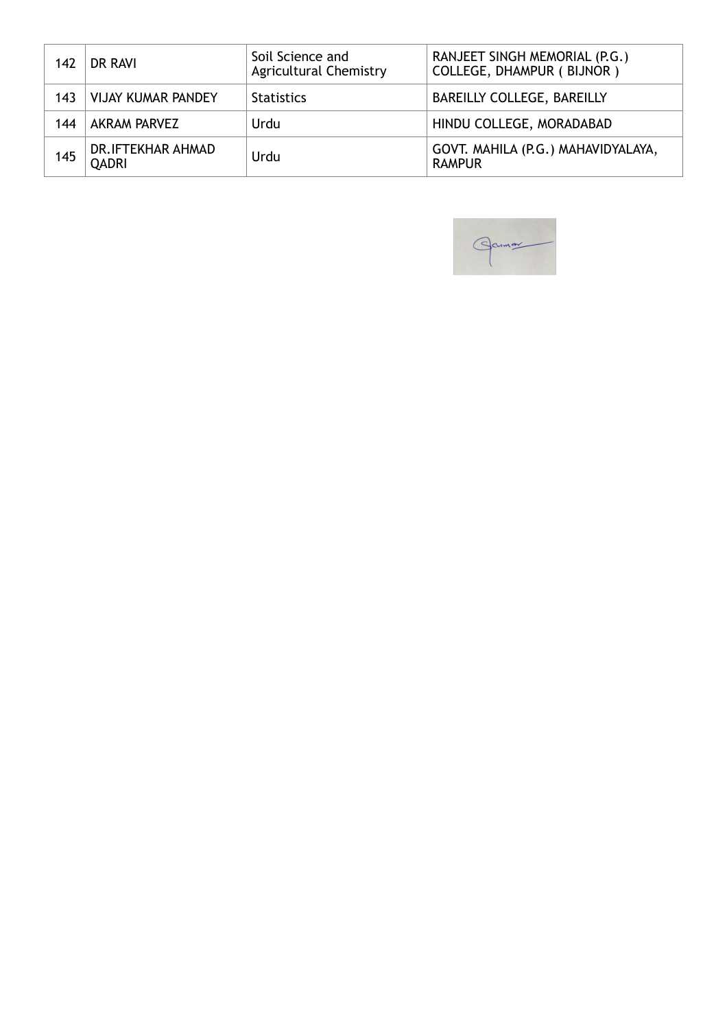| | | | |
|---|---|---|---|
| 142 | DR RAVI | Soil Science and Agricultural Chemistry | RANJEET SINGH MEMORIAL (P.G.) COLLEGE, DHAMPUR ( BIJNOR ) |
| 143 | VIJAY KUMAR PANDEY | Statistics | BAREILLY COLLEGE, BAREILLY |
| 144 | AKRAM PARVEZ | Urdu | HINDU COLLEGE, MORADABAD |
| 145 | DR.IFTEKHAR AHMAD QADRI | Urdu | GOVT. MAHILA (P.G.) MAHAVIDYALAYA, RAMPUR |